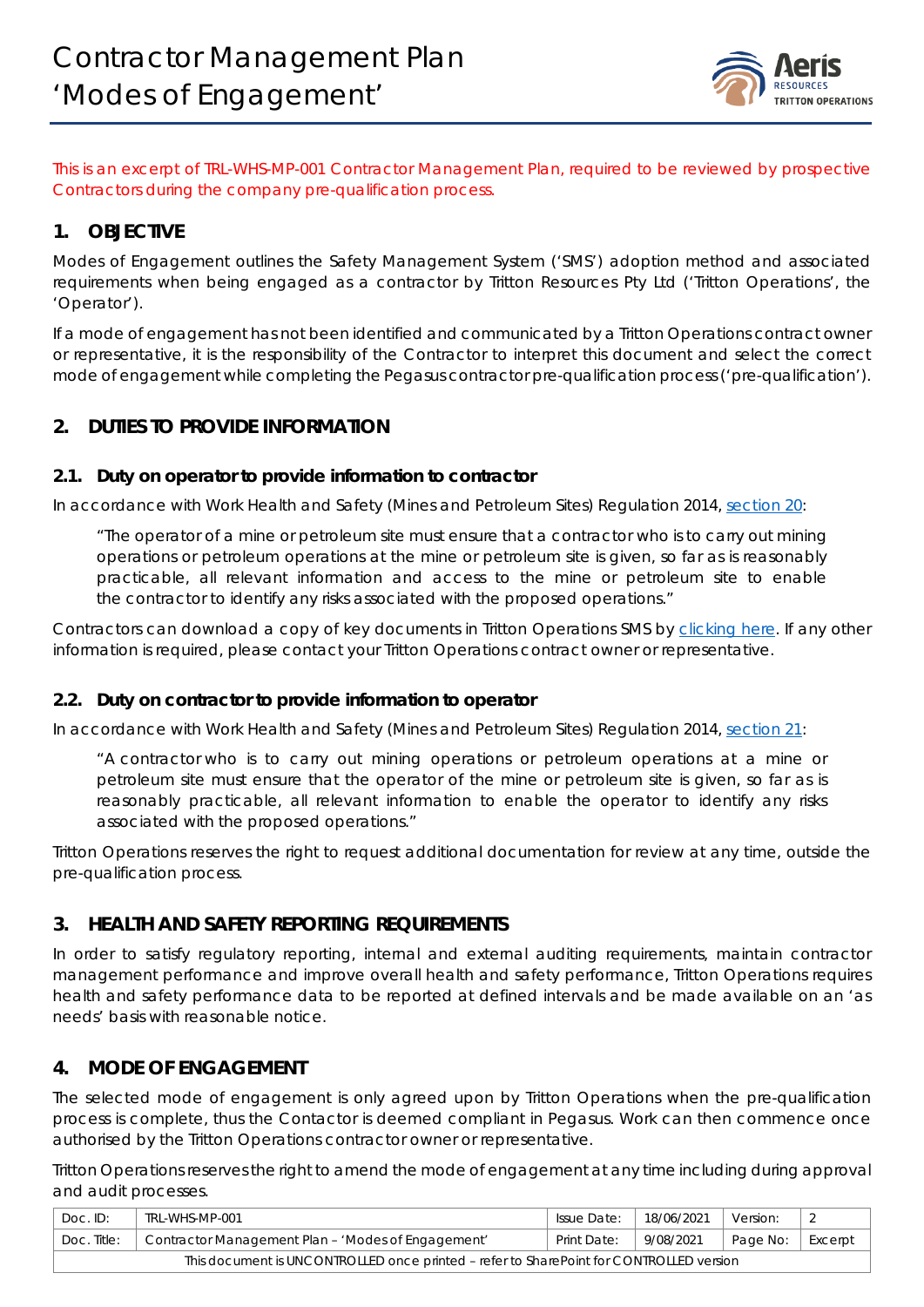# Contractor Management Plan 'Modes of Engagement'

This is an excerpt of TRL-WHS-MP-001 Contractor Management Plan, required to be reviewed by prospective Contractors during the company pre-qualification process.

## 1. OBJECTIVE

Modes of Engagement outlines the Safety Management System ('SMS') adoption method and associated requirements when being engaged as a contractor by Tritton Resources Pty Ltd ('Tritton Operations', the 'Operator').

If a mode of engagement has not been identified and communicated by a Tritton Operations contract owner or representative, it is the responsibility of the Contractor to interpret this document and select the correct mode of engagement while completing the Pegasus contractor pre-qualification process ('pre-qualification').

## 2. DUTIES TO PROVIDE INFORMATION

### 2.1. Duty on operator to provide information to contractor

In accordance with Work Health and Safety (Mines and Petroleum Sites) Regulation 2014, section 20:

> "The operator of a mine or petroleum site must ensure that a contractor who is to carry out mining operations or petroleum operations at the mine or petroleum site is given, so far as is reasonably practicable, all relevant information and access to the mine or petroleum site to enable the contractor to identify any risks associated with the proposed operations."

Contractors can download a copy of key documents in Tritton Operations SMS by clicking here. If any other information is required, please contact your Tritton Operations contract owner or representative.

### 2.2. Duty on contractor to provide information to operator

In accordance with Work Health and Safety (Mines and Petroleum Sites) Regulation 2014, section 21:

> "A contractor who is to carry out mining operations or petroleum operations at a mine or petroleum site must ensure that the operator of the mine or petroleum site is given, so far as is reasonably practicable, all relevant information to enable the operator to identify any risks associated with the proposed operations."

Tritton Operations reserves the right to request additional documentation for review at any time, outside the pre-qualification process.

## 3. HEALTH AND SAFETY REPORTING REQUIREMENTS

In order to satisfy regulatory reporting, internal and external auditing requirements, maintain contractor management performance and improve overall health and safety performance, Tritton Operations requires health and safety performance data to be reported at defined intervals and be made available on an 'as needs' basis with reasonable notice.

## 4. MODE OF ENGAGEMENT

The selected mode of engagement is only agreed upon by Tritton Operations when the pre-qualification process is complete, thus the Contactor is deemed compliant in Pegasus. Work can then commence once authorised by the Tritton Operations contractor owner or representative.

Tritton Operations reserves the right to amend the mode of engagement at any time including during approval and audit processes.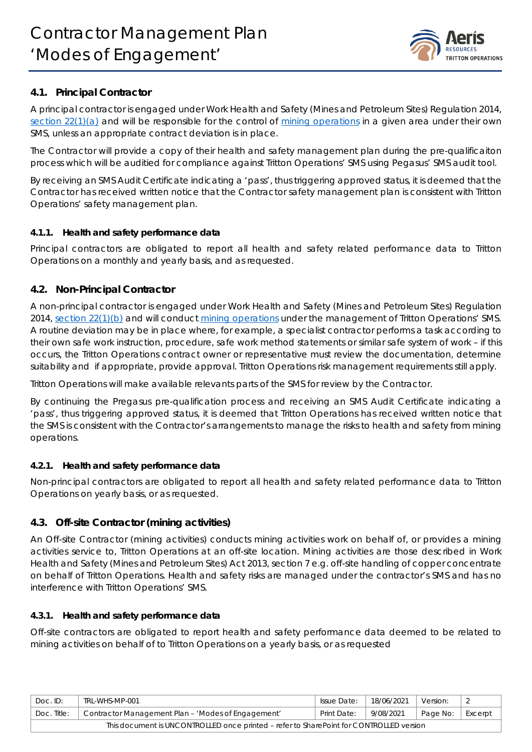## 4.1. Principal Contractor

A principal contractor is engaged under Work Health and Safety (Mines and Petroleum Sites) Regulation 2014, section 22(1)(a) and will be responsible for the control of mining operations in a given area under their own SMS, unless an appropriate contract deviation is in place.

The Contractor will provide a copy of their health and safety management plan during the pre-qualificaiton process which will be auditied for compliance against Tritton Operations' SMS using Pegasus' SMS audit tool.

By receiving an SMS Audit Certificate indicating a 'pass', thus triggering approved status, it is deemed that the Contractor has received written notice that the Contractor safety management plan is consistent with Tritton Operations' safety management plan.

### 4.1.1. Health and safety performance data

Principal contractors are obligated to report all health and safety related performance data to Tritton Operations on a monthly and yearly basis, and as requested.

## 4.2. Non-Principal Contractor

A non-principal contractor is engaged under Work Health and Safety (Mines and Petroleum Sites) Regulation 2014, section 22(1)(b) and will conduct mining operations under the management of Tritton Operations' SMS. A routine deviation may be in place where, for example, a specialist contractor performs a task according to their own safe work instruction, procedure, safe work method statements or similar safe system of work – if this occurs, the Tritton Operations contract owner or representative must review the documentation, determine suitability and if appropriate, provide approval. Tritton Operations risk management requirements still apply.

Tritton Operations will make available relevants parts of the SMS for review by the Contractor.

By continuing the Pregasus pre-qualification process and receiving an SMS Audit Certificate indicating a 'pass', thus triggering approved status, it is deemed that Tritton Operations has received written notice that the SMS is consistent with the Contractor's arrangements to manage the risks to health and safety from mining operations.

### 4.2.1. Health and safety performance data

Non-principal contractors are obligated to report all health and safety related performance data to Tritton Operations on yearly basis, or as requested.

## 4.3. Off-site Contractor (mining activities)

An Off-site Contractor (mining activities) conducts mining activities work on behalf of, or provides a mining activities service to, Tritton Operations at an off-site location. Mining activities are those described in Work Health and Safety (Mines and Petroleum Sites) Act 2013, section 7 e.g. off-site handling of copper concentrate on behalf of Tritton Operations. Health and safety risks are managed under the contractor's SMS and has no interference with Tritton Operations' SMS.

### 4.3.1. Health and safety performance data

Off-site contractors are obligated to report health and safety performance data deemed to be related to mining activities on behalf of to Tritton Operations on a yearly basis, or as requested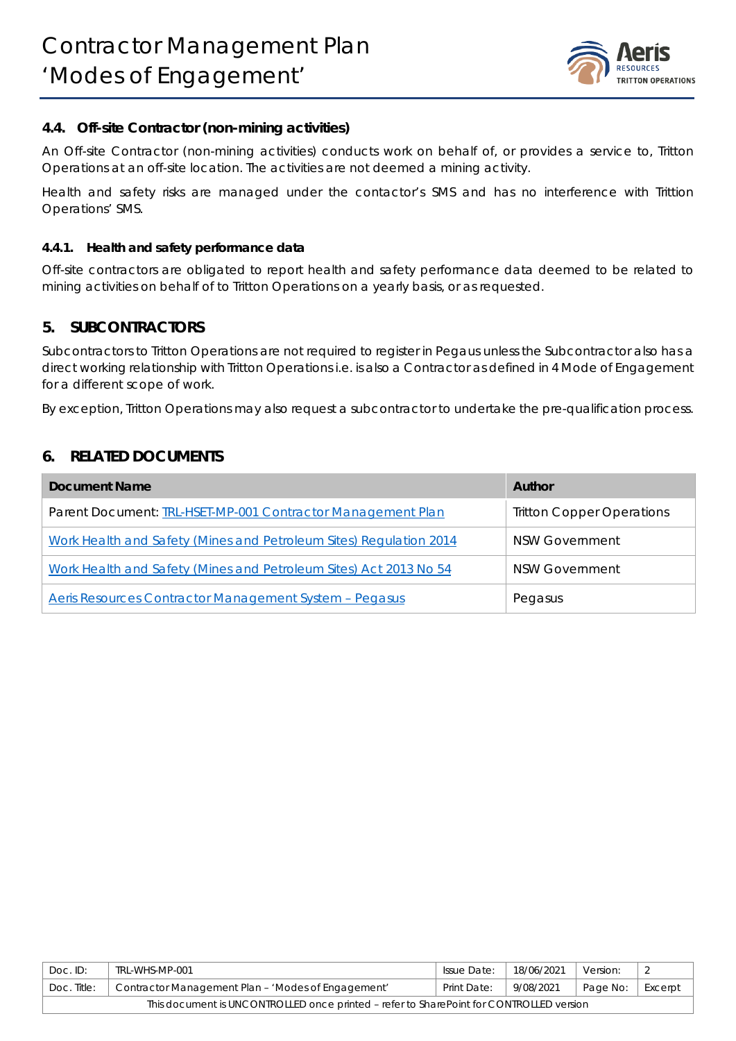### 4.4. Off-site Contractor (non-mining activities)

An Off-site Contractor (non-mining activities) conducts work on behalf of, or provides a service to, Tritton Operations at an off-site location. The activities are not deemed a mining activity.

Health and safety risks are managed under the contactor's SMS and has no interference with Trittion Operations' SMS.

#### 4.4.1. Health and safety performance data

Off-site contractors are obligated to report health and safety performance data deemed to be related to mining activities on behalf of to Tritton Operations on a yearly basis, or as requested.

## 5. SUBCONTRACTORS

Subcontractors to Tritton Operations are not required to register in Pegaus unless the Subcontractor also has a direct working relationship with Tritton Operations i.e. is also a Contractor as defined in 4 Mode of Engagement for a different scope of work.

By exception, Tritton Operations may also request a subcontractor to undertake the pre-qualification process.

## 6. RELATED DOCUMENTS

| Document Name | Author |
|---|---|
| Parent Document: TRL-HSET-MP-001 Contractor Management Plan | Tritton Copper Operations |
| Work Health and Safety (Mines and Petroleum Sites) Regulation 2014 | NSW Government |
| Work Health and Safety (Mines and Petroleum Sites) Act 2013 No 54 | NSW Government |
| Aeris Resources Contractor Management System – Pegasus | Pegasus |